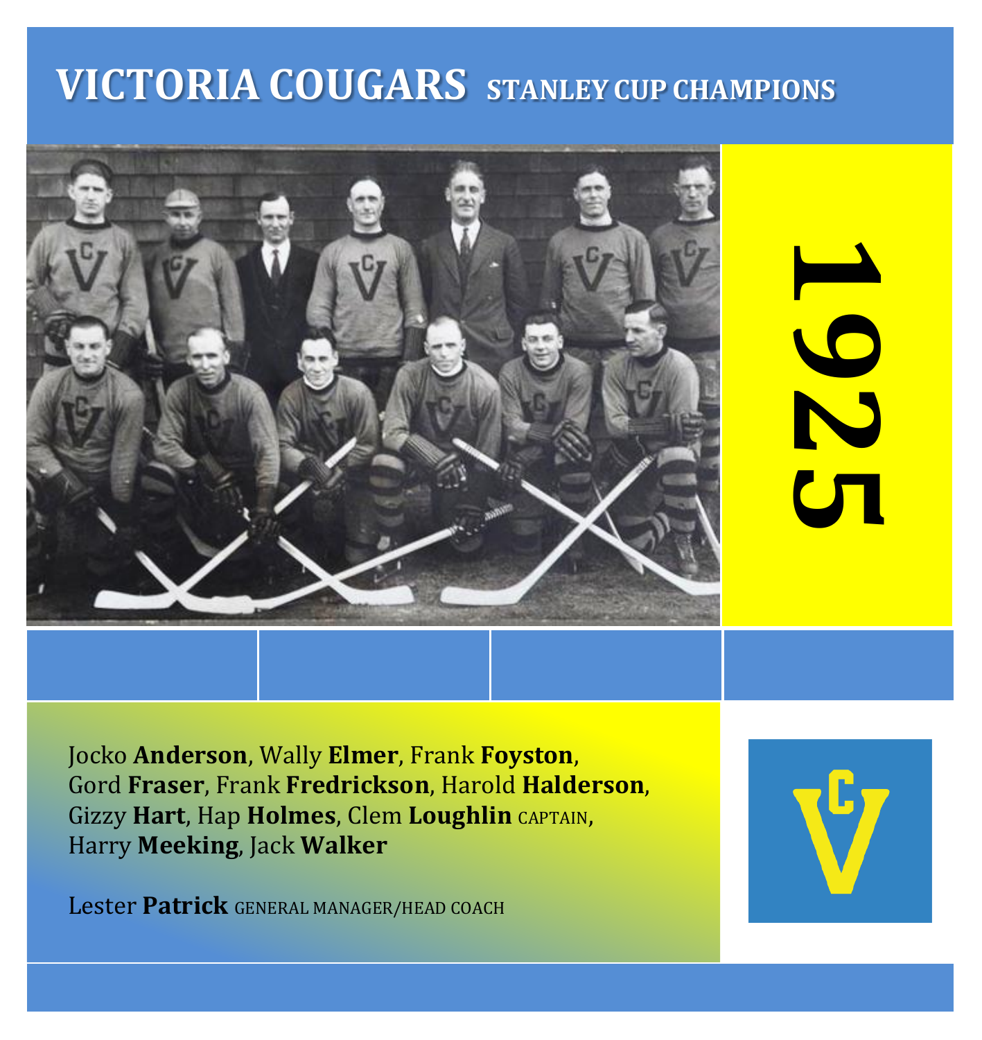# VICTORIA COUGARS STANLEY CUP CHAMPIONS

1925

Jocko **Anderson**, Wally **Elmer**, Frank **Foyston**, Gord **Fraser**, Frank **Fredrickson**, Harold **Halderson**, Gizzy **Hart**, Hap **Holmes**, Clem **Loughlin** CAPTAIN, Harry **Meeking**, Jack **Walker**

Lester **Patrick** GENERAL MANAGER/HEAD COACH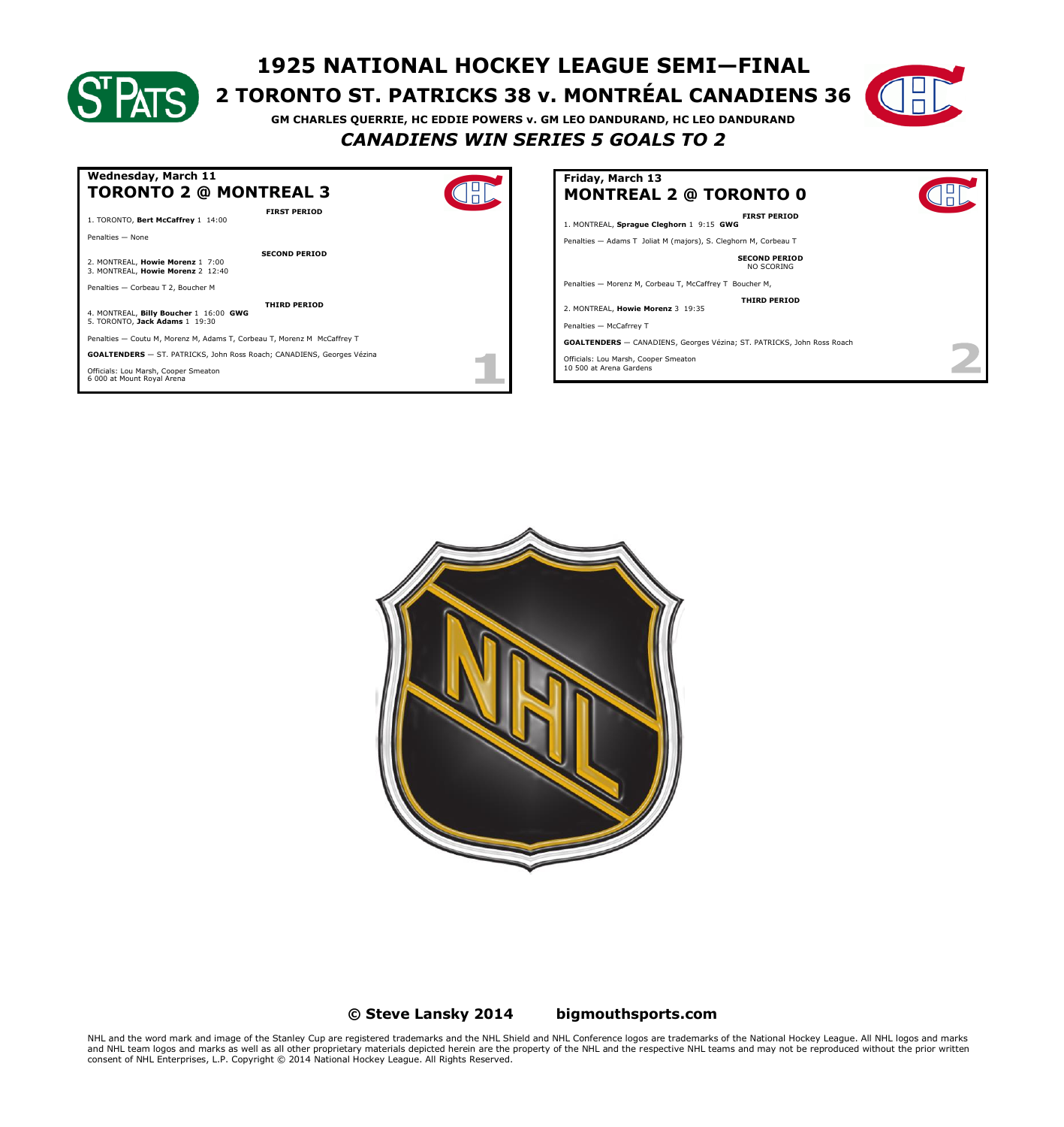# 1925 NATIONAL HOCKEY LEAGUE SEMI—FINAL

## 2 TORONTO ST. PATRICKS 38 v. MONTRÉAL CANADIENS 36

**GM CHARLES QUERRIE, HC EDDIE POWERS v. GM LEO DANDURAND, HC LEO DANDURAND**

***CANADIENS WIN SERIES 5 GOALS TO 2***

### Wednesday, March 11
## TORONTO 2 @ MONTREAL 3

**FIRST PERIOD**

1. TORONTO, **Bert McCaffrey** 1 14:00

Penalties — None

**SECOND PERIOD**

2. MONTREAL, **Howie Morenz** 1 7:00
3. MONTREAL, **Howie Morenz** 2 12:40

Penalties — Corbeau T 2, Boucher M

**THIRD PERIOD**

4. MONTREAL, **Billy Boucher** 1 16:00 **GWG**
5. TORONTO, **Jack Adams** 1 19:30

Penalties — Coutu M, Morenz M, Adams T, Corbeau T, Morenz M McCaffrey T

**GOALTENDERS** — ST. PATRICKS, John Ross Roach; CANADIENS, Georges Vézina

Officials: Lou Marsh, Cooper Smeaton
6 000 at Mount Royal Arena

1

### Friday, March 13
## MONTREAL 2 @ TORONTO 0

**FIRST PERIOD**

1. MONTREAL, **Sprague Cleghorn** 1 9:15 **GWG**

Penalties — Adams T Joliat M (majors), S. Cleghorn M, Corbeau T

**SECOND PERIOD**
NO SCORING

Penalties — Morenz M, Corbeau T, McCaffrey T Boucher M,

**THIRD PERIOD**

2. MONTREAL, **Howie Morenz** 3 19:35

Penalties — McCafrrey T

**GOALTENDERS** — CANADIENS, Georges Vézina; ST. PATRICKS, John Ross Roach

Officials: Lou Marsh, Cooper Smeaton
10 500 at Arena Gardens

2

**© Steve Lansky 2014 bigmouthsports.com**

NHL and the word mark and image of the Stanley Cup are registered trademarks and the NHL Shield and NHL Conference logos are trademarks of the National Hockey League. All NHL logos and marks and NHL team logos and marks as well as all other proprietary materials depicted herein are the property of the NHL and the respective NHL teams and may not be reproduced without the prior written consent of NHL Enterprises, L.P. Copyright © 2014 National Hockey League. All Rights Reserved.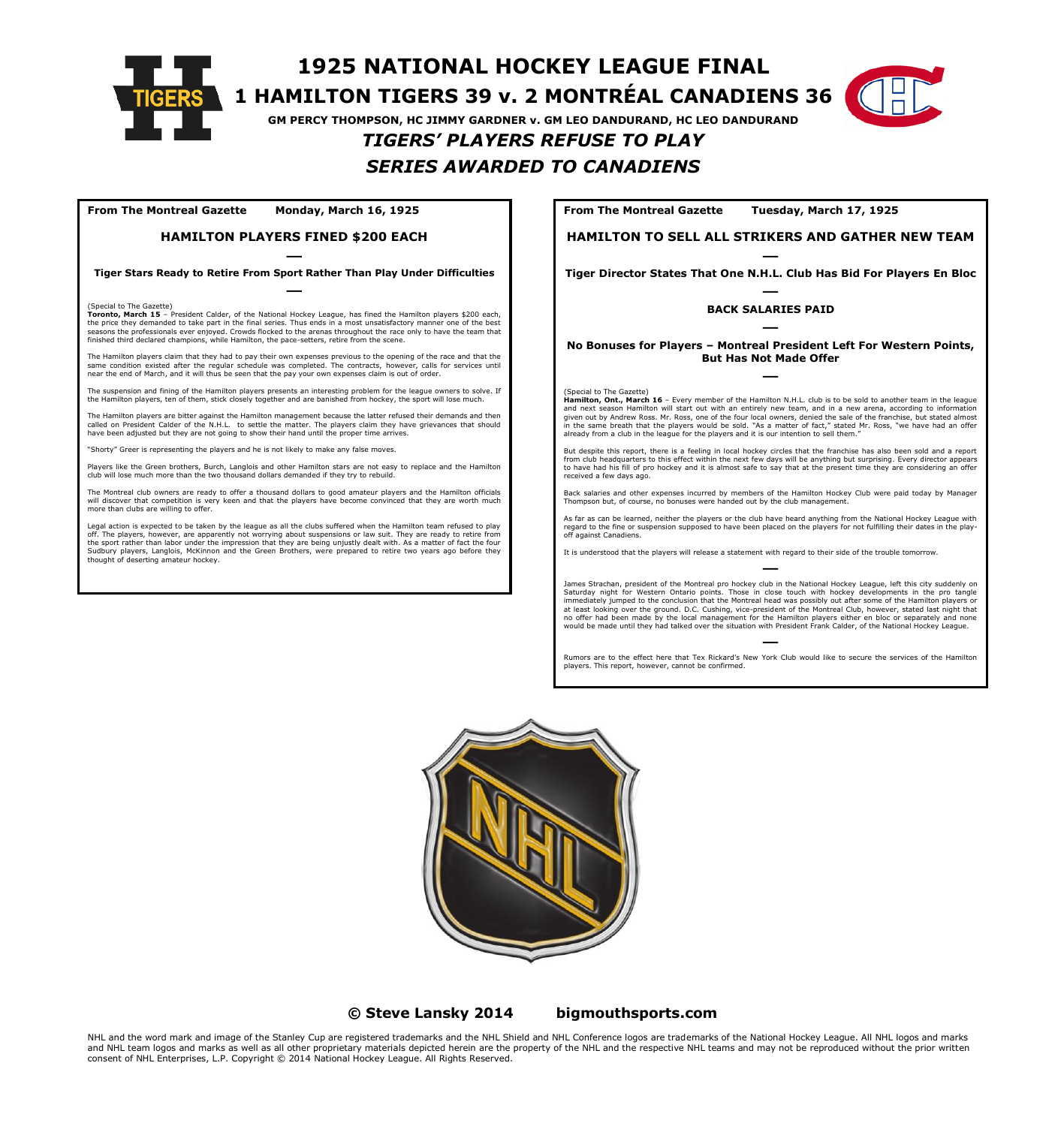# 1925 NATIONAL HOCKEY LEAGUE FINAL

## 1 HAMILTON TIGERS 39 v. 2 MONTRÉAL CANADIENS 36

**GM PERCY THOMPSON, HC JIMMY GARDNER v. GM LEO DANDURAND, HC LEO DANDURAND**

***TIGERS' PLAYERS REFUSE TO PLAY***

***SERIES AWARDED TO CANADIENS***

**From The Montreal Gazette Monday, March 16, 1925**

### HAMILTON PLAYERS FINED $200 EACH

—

**Tiger Stars Ready to Retire From Sport Rather Than Play Under Difficulties**

—

(Special to The Gazette)
**Toronto, March 15** – President Calder, of the National Hockey League, has fined the Hamilton players $200 each, the price they demanded to take part in the final series. Thus ends in a most unsatisfactory manner one of the best seasons the professionals ever enjoyed. Crowds flocked to the arenas throughout the race only to have the team that finished third declared champions, while Hamilton, the pace-setters, retire from the scene.

The Hamilton players claim that they had to pay their own expenses previous to the opening of the race and that the same condition existed after the regular schedule was completed. The contracts, however, calls for services until near the end of March, and it will thus be seen that the pay your own expenses claim is out of order.

The suspension and fining of the Hamilton players presents an interesting problem for the league owners to solve. If the Hamilton players, ten of them, stick closely together and are banished from hockey, the sport will lose much.

The Hamilton players are bitter against the Hamilton management because the latter refused their demands and then called on President Calder of the N.H.L. to settle the matter. The players claim they have grievances that should have been adjusted but they are not going to show their hand until the proper time arrives.

"Shorty" Greer is representing the players and he is not likely to make any false moves.

Players like the Green brothers, Burch, Langlois and other Hamilton stars are not easy to replace and the Hamilton club will lose much more than the two thousand dollars demanded if they try to rebuild.

The Montreal club owners are ready to offer a thousand dollars to good amateur players and the Hamilton officials will discover that competition is very keen and that the players have become convinced that they are worth much more than clubs are willing to offer.

Legal action is expected to be taken by the league as all the clubs suffered when the Hamilton team refused to play off. The players, however, are apparently not worrying about suspensions or law suit. They are ready to retire from the sport rather than labor under the impression that they are being unjustly dealt with. As a matter of fact the four Sudbury players, Langlois, McKinnon and the Green Brothers, were prepared to retire two years ago before they thought of deserting amateur hockey.

**From The Montreal Gazette Tuesday, March 17, 1925**

### HAMILTON TO SELL ALL STRIKERS AND GATHER NEW TEAM

—

**Tiger Director States That One N.H.L. Club Has Bid For Players En Bloc**

—

**BACK SALARIES PAID**

—

**No Bonuses for Players – Montreal President Left For Western Points, But Has Not Made Offer**

—

(Special to The Gazette)
**Hamilton, Ont., March 16** – Every member of the Hamilton N.H.L. club is to be sold to another team in the league and next season Hamilton will start out with an entirely new team, and in a new arena, according to information given out by Andrew Ross. Mr. Ross, one of the four local owners, denied the sale of the franchise, but stated almost in the same breath that the players would be sold. "As a matter of fact," stated Mr. Ross, "we have had an offer already from a club in the league for the players and it is our intention to sell them."

But despite this report, there is a feeling in local hockey circles that the franchise has also been sold and a report from club headquarters to this effect within the next few days will be anything but surprising. Every director appears to have had his fill of pro hockey and it is almost safe to say that at the present time they are considering an offer received a few days ago.

Back salaries and other expenses incurred by members of the Hamilton Hockey Club were paid today by Manager Thompson but, of course, no bonuses were handed out by the club management.

As far as can be learned, neither the players or the club have heard anything from the National Hockey League with regard to the fine or suspension supposed to have been placed on the players for not fulfilling their dates in the play-off against Canadiens.

It is understood that the players will release a statement with regard to their side of the trouble tomorrow.

—

James Strachan, president of the Montreal pro hockey club in the National Hockey League, left this city suddenly on Saturday night for Western Ontario points. Those in close touch with hockey developments in the pro tangle immediately jumped to the conclusion that the Montreal head was possibly out after some of the Hamilton players or at least looking over the ground. D.C. Cushing, vice-president of the Montreal Club, however, stated last night that no offer had been made by the local management for the Hamilton players either en bloc or separately and none would be made until they had talked over the situation with President Frank Calder, of the National Hockey League.

—

Rumors are to the effect here that Tex Rickard's New York Club would like to secure the services of the Hamilton players. This report, however, cannot be confirmed.

**© Steve Lansky 2014 bigmouthsports.com**

NHL and the word mark and image of the Stanley Cup are registered trademarks and the NHL Shield and NHL Conference logos are trademarks of the National Hockey League. All NHL logos and marks and NHL team logos and marks as well as all other proprietary materials depicted herein are the property of the NHL and the respective NHL teams and may not be reproduced without the prior written consent of NHL Enterprises, L.P. Copyright © 2014 National Hockey League. All Rights Reserved.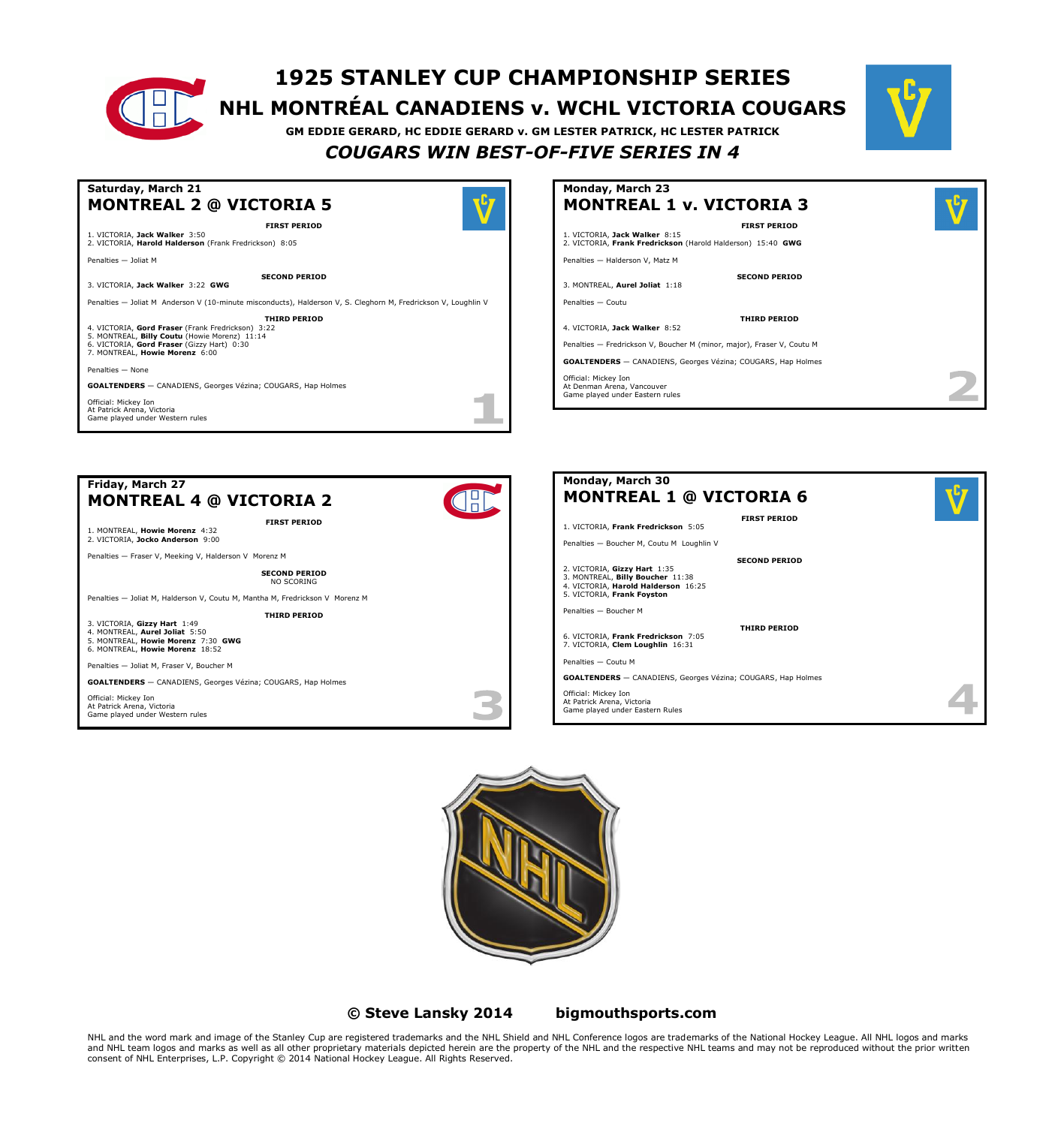# 1925 STANLEY CUP CHAMPIONSHIP SERIES

## NHL MONTRÉAL CANADIENS v. WCHL VICTORIA COUGARS

**GM EDDIE GERARD, HC EDDIE GERARD v. GM LESTER PATRICK, HC LESTER PATRICK**

***COUGARS WIN BEST-OF-FIVE SERIES IN 4***

---

**Saturday, March 21**

### MONTREAL 2 @ VICTORIA 5

**FIRST PERIOD**

1. VICTORIA, **Jack Walker** 3:50
2. VICTORIA, **Harold Halderson** (Frank Fredrickson) 8:05

Penalties — Joliat M

**SECOND PERIOD**

3. VICTORIA, **Jack Walker** 3:22 **GWG**

Penalties — Joliat M Anderson V (10-minute misconducts), Halderson V, S. Cleghorn M, Fredrickson V, Loughlin V

**THIRD PERIOD**

4. VICTORIA, **Gord Fraser** (Frank Fredrickson) 3:22
5. MONTREAL, **Billy Coutu** (Howie Morenz) 11:14
6. VICTORIA, **Gord Fraser** (Gizzy Hart) 0:30
7. MONTREAL, **Howie Morenz** 6:00

Penalties — None

**GOALTENDERS** — CANADIENS, Georges Vézina; COUGARS, Hap Holmes

Official: Mickey Ion
At Patrick Arena, Victoria
Game played under Western rules

1

---

**Monday, March 23**

### MONTREAL 1 v. VICTORIA 3

**FIRST PERIOD**

1. VICTORIA, **Jack Walker** 8:15
2. VICTORIA, **Frank Fredrickson** (Harold Halderson) 15:40 **GWG**

Penalties — Halderson V, Matz M

**SECOND PERIOD**

3. MONTREAL, **Aurel Joliat** 1:18

Penalties — Coutu

**THIRD PERIOD**

4. VICTORIA, **Jack Walker** 8:52

Penalties — Fredrickson V, Boucher M (minor, major), Fraser V, Coutu M

**GOALTENDERS** — CANADIENS, Georges Vézina; COUGARS, Hap Holmes

Official: Mickey Ion
At Denman Arena, Vancouver
Game played under Eastern rules

2

---

**Friday, March 27**

### MONTREAL 4 @ VICTORIA 2

**FIRST PERIOD**

1. MONTREAL, **Howie Morenz** 4:32
2. VICTORIA, **Jocko Anderson** 9:00

Penalties — Fraser V, Meeking V, Halderson V Morenz M

**SECOND PERIOD**
NO SCORING

Penalties — Joliat M, Halderson V, Coutu M, Mantha M, Fredrickson V Morenz M

**THIRD PERIOD**

3. VICTORIA, **Gizzy Hart** 1:49
4. MONTREAL, **Aurel Joliat** 5:50
5. MONTREAL, **Howie Morenz** 7:30 **GWG**
6. MONTREAL, **Howie Morenz** 18:52

Penalties — Joliat M, Fraser V, Boucher M

**GOALTENDERS** — CANADIENS, Georges Vézina; COUGARS, Hap Holmes

Official: Mickey Ion
At Patrick Arena, Victoria
Game played under Western rules

3

---

**Monday, March 30**

### MONTREAL 1 @ VICTORIA 6

**FIRST PERIOD**

1. VICTORIA, **Frank Fredrickson** 5:05

Penalties — Boucher M, Coutu M Loughlin V

**SECOND PERIOD**

2. VICTORIA, **Gizzy Hart** 1:35
3. MONTREAL, **Billy Boucher** 11:38
4. VICTORIA, **Harold Halderson** 16:25
5. VICTORIA, **Frank Foyston**

Penalties — Boucher M

**THIRD PERIOD**

6. VICTORIA, **Frank Fredrickson** 7:05
7. VICTORIA, **Clem Loughlin** 16:31

Penalties — Coutu M

**GOALTENDERS** — CANADIENS, Georges Vézina; COUGARS, Hap Holmes

Official: Mickey Ion
At Patrick Arena, Victoria
Game played under Eastern Rules

4

---

**© Steve Lansky 2014** **bigmouthsports.com**

NHL and the word mark and image of the Stanley Cup are registered trademarks and the NHL Shield and NHL Conference logos are trademarks of the National Hockey League. All NHL logos and marks and NHL team logos and marks as well as all other proprietary materials depicted herein are the property of the NHL and the respective NHL teams and may not be reproduced without the prior written consent of NHL Enterprises, L.P. Copyright © 2014 National Hockey League. All Rights Reserved.